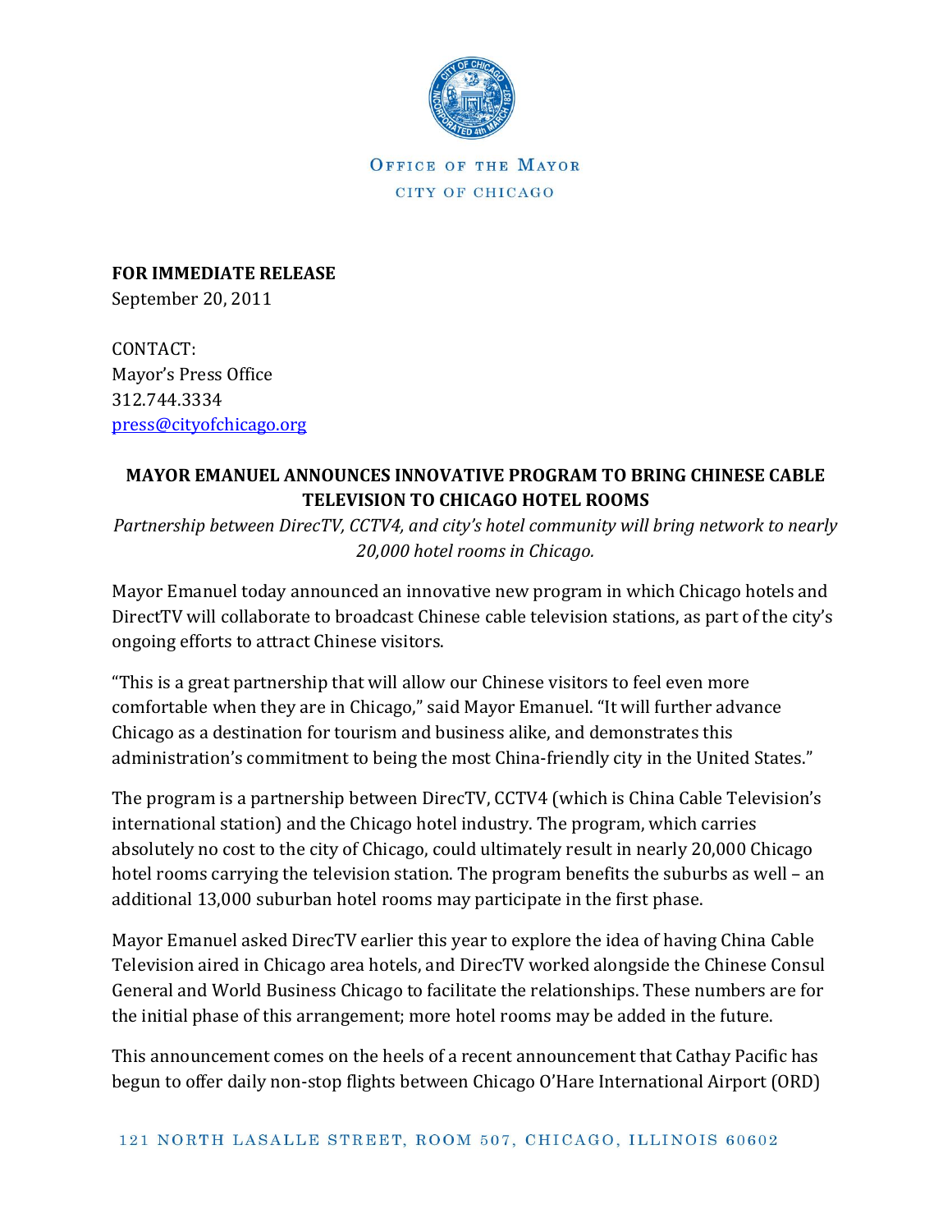OFFICE OF THE MAYOR

CITY OF CHICAGO

**FOR IMMEDIATE RELEASE**
September 20, 2011

CONTACT:
Mayor's Press Office
312.744.3334
press@cityofchicago.org

## MAYOR EMANUEL ANNOUNCES INNOVATIVE PROGRAM TO BRING CHINESE CABLE TELEVISION TO CHICAGO HOTEL ROOMS

*Partnership between DirecTV, CCTV4, and city's hotel community will bring network to nearly 20,000 hotel rooms in Chicago.*

Mayor Emanuel today announced an innovative new program in which Chicago hotels and DirectTV will collaborate to broadcast Chinese cable television stations, as part of the city's ongoing efforts to attract Chinese visitors.

"This is a great partnership that will allow our Chinese visitors to feel even more comfortable when they are in Chicago," said Mayor Emanuel. "It will further advance Chicago as a destination for tourism and business alike, and demonstrates this administration's commitment to being the most China-friendly city in the United States."

The program is a partnership between DirecTV, CCTV4 (which is China Cable Television's international station) and the Chicago hotel industry. The program, which carries absolutely no cost to the city of Chicago, could ultimately result in nearly 20,000 Chicago hotel rooms carrying the television station. The program benefits the suburbs as well – an additional 13,000 suburban hotel rooms may participate in the first phase.

Mayor Emanuel asked DirecTV earlier this year to explore the idea of having China Cable Television aired in Chicago area hotels, and DirecTV worked alongside the Chinese Consul General and World Business Chicago to facilitate the relationships. These numbers are for the initial phase of this arrangement; more hotel rooms may be added in the future.

This announcement comes on the heels of a recent announcement that Cathay Pacific has begun to offer daily non-stop flights between Chicago O'Hare International Airport (ORD)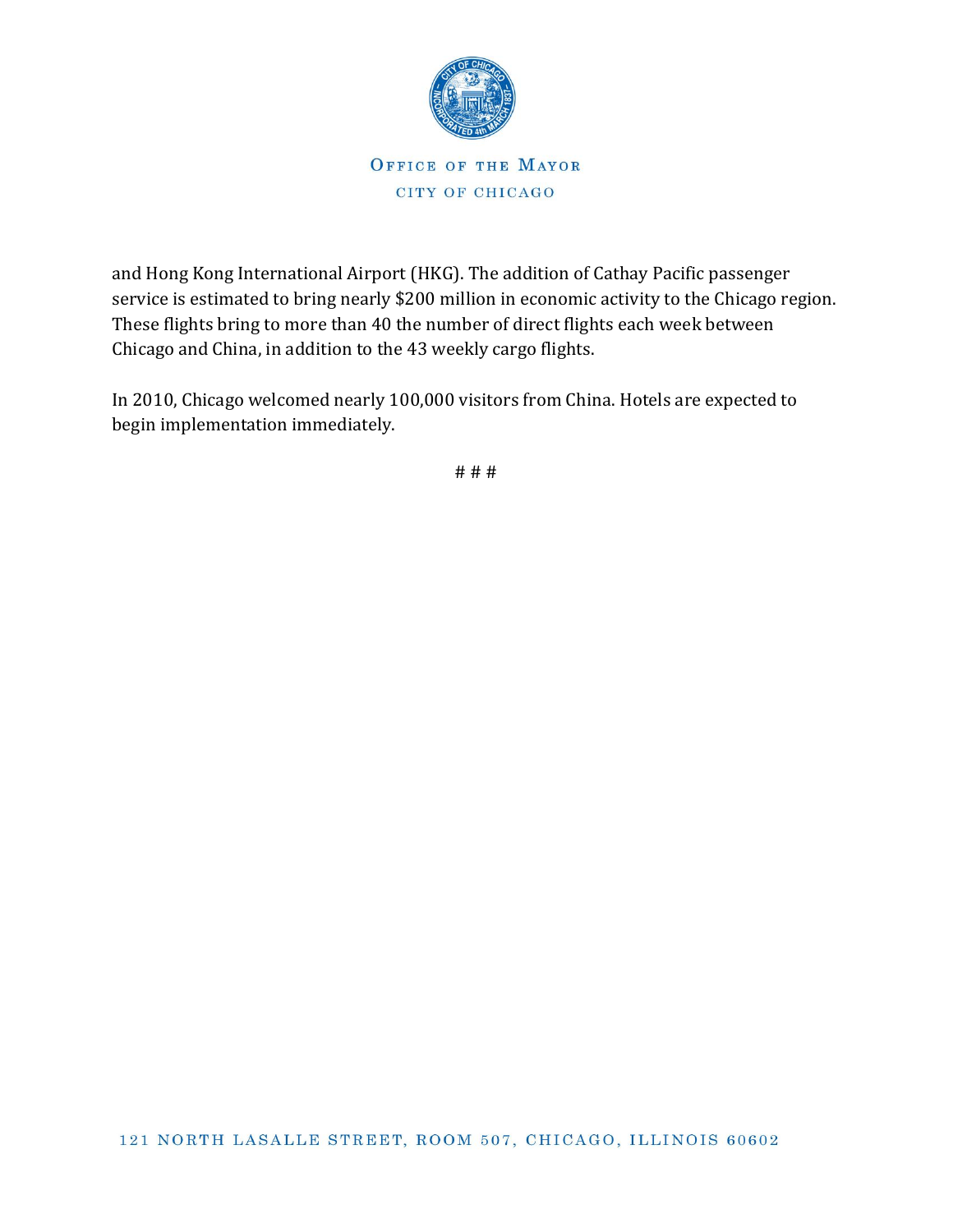and Hong Kong International Airport (HKG). The addition of Cathay Pacific passenger service is estimated to bring nearly $200 million in economic activity to the Chicago region. These flights bring to more than 40 the number of direct flights each week between Chicago and China, in addition to the 43 weekly cargo flights.

In 2010, Chicago welcomed nearly 100,000 visitors from China. Hotels are expected to begin implementation immediately.

# # #